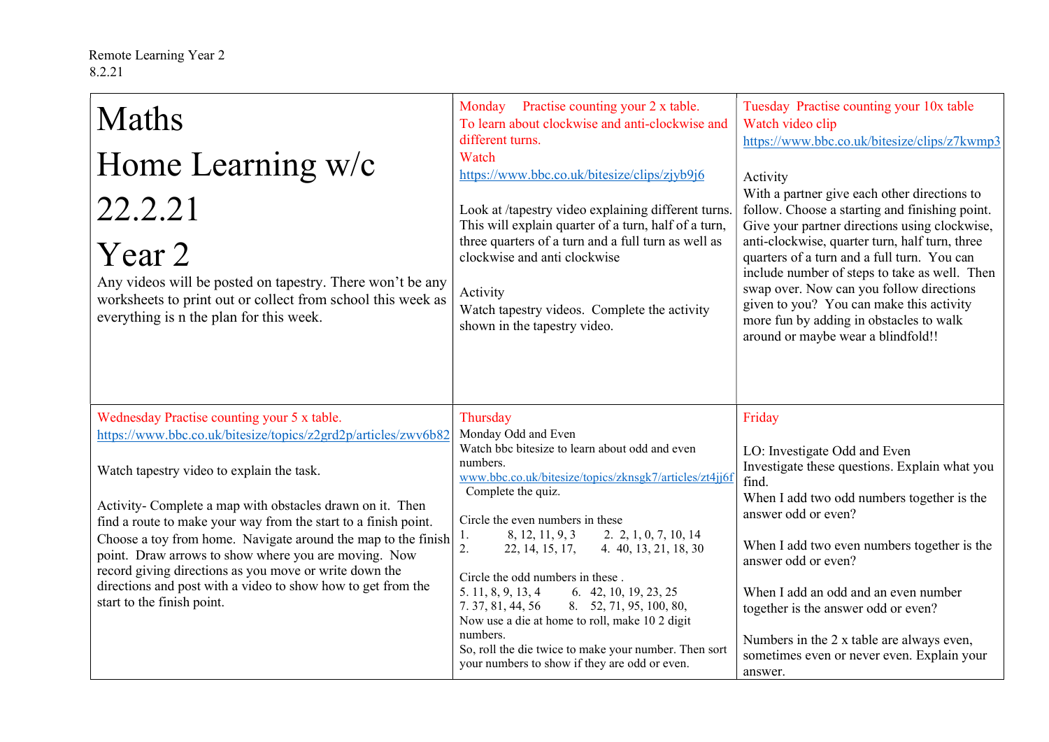Remote Learning Year 2
8.2.21

| Maths<br>Home Learning w/c 22.2.21<br>Year 2<br>Any videos will be posted on tapestry. There won't be any worksheets to print out or collect from school this week as everything is n the plan for this week. | Monday Practise counting your 2 x table.<br>To learn about clockwise and anti-clockwise and different turns.<br>Watch<br>https://www.bbc.co.uk/bitesize/clips/zjyb9j6<br><br>Look at /tapestry video explaining different turns. This will explain quarter of a turn, half of a turn, three quarters of a turn and a full turn as well as clockwise and anti clockwise<br><br>Activity<br>Watch tapestry videos. Complete the activity shown in the tapestry video. | Tuesday Practise counting your 10x table<br>Watch video clip<br>https://www.bbc.co.uk/bitesize/clips/z7kwmp3<br><br>Activity<br>With a partner give each other directions to follow. Choose a starting and finishing point. Give your partner directions using clockwise, anti-clockwise, quarter turn, half turn, three quarters of a turn and a full turn. You can include number of steps to take as well. Then swap over. Now can you follow directions given to you? You can make this activity more fun by adding in obstacles to walk around or maybe wear a blindfold!! |
|---|---|---|
| Wednesday Practise counting your 5 x table.<br>https://www.bbc.co.uk/bitesize/topics/z2grd2p/articles/zwv6b82<br><br>Watch tapestry video to explain the task.<br><br>Activity- Complete a map with obstacles drawn on it. Then find a route to make your way from the start to a finish point. Choose a toy from home. Navigate around the map to the finish point. Draw arrows to show where you are moving. Now record giving directions as you move or write down the directions and post with a video to show how to get from the start to the finish point. | Thursday<br>Monday Odd and Even<br>Watch bbc bitesize to learn about odd and even numbers.<br>www.bbc.co.uk/bitesize/topics/zknsgk7/articles/zt4jj6f<br>Complete the quiz.<br><br>Circle the even numbers in these<br>1. 8, 12, 11, 9, 3 &nbsp;&nbsp; 2. 2, 1, 0, 7, 10, 14<br>2. 22, 14, 15, 17, &nbsp;&nbsp; 4. 40, 13, 21, 18, 30<br><br>Circle the odd numbers in these .<br>5. 11, 8, 9, 13, 4 &nbsp;&nbsp; 6. 42, 10, 19, 23, 25<br>7. 37, 81, 44, 56 &nbsp;&nbsp; 8. 52, 71, 95, 100, 80,<br>Now use a die at home to roll, make 10 2 digit numbers.<br>So, roll the die twice to make your number. Then sort your numbers to show if they are odd or even. | Friday<br><br>LO: Investigate Odd and Even<br>Investigate these questions. Explain what you find.<br>When I add two odd numbers together is the answer odd or even?<br><br>When I add two even numbers together is the answer odd or even?<br><br>When I add an odd and an even number together is the answer odd or even?<br><br>Numbers in the 2 x table are always even, sometimes even or never even. Explain your answer. |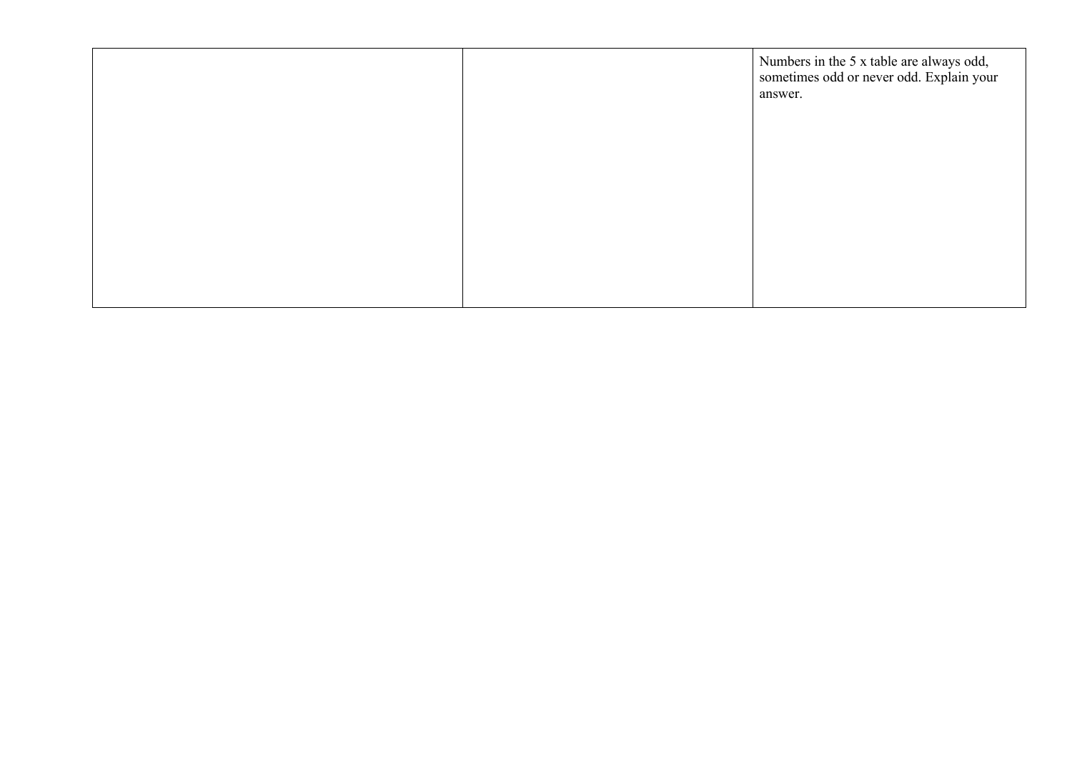| | | |
|---|---|---|
| | | Numbers in the 5 x table are always odd, sometimes odd or never odd. Explain your answer. |